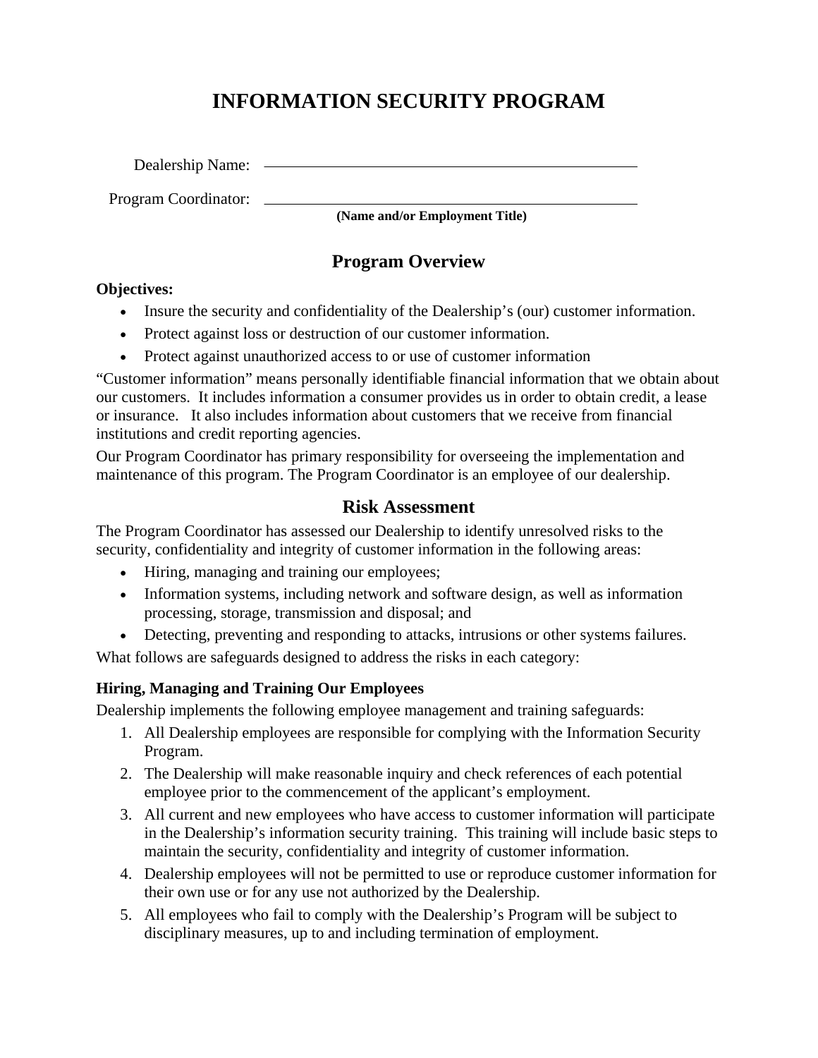# INFORMATION SECURITY PROGRAM

Dealership Name: ______________________________

Program Coordinator: ______________________________
**(Name and/or Employment Title)**

## Program Overview

**Objectives:**

- Insure the security and confidentiality of the Dealership's (our) customer information.
- Protect against loss or destruction of our customer information.
- Protect against unauthorized access to or use of customer information

"Customer information" means personally identifiable financial information that we obtain about our customers. It includes information a consumer provides us in order to obtain credit, a lease or insurance. It also includes information about customers that we receive from financial institutions and credit reporting agencies.

Our Program Coordinator has primary responsibility for overseeing the implementation and maintenance of this program. The Program Coordinator is an employee of our dealership.

## Risk Assessment

The Program Coordinator has assessed our Dealership to identify unresolved risks to the security, confidentiality and integrity of customer information in the following areas:

- Hiring, managing and training our employees;
- Information systems, including network and software design, as well as information processing, storage, transmission and disposal; and
- Detecting, preventing and responding to attacks, intrusions or other systems failures.

What follows are safeguards designed to address the risks in each category:

### Hiring, Managing and Training Our Employees

Dealership implements the following employee management and training safeguards:

1. All Dealership employees are responsible for complying with the Information Security Program.
2. The Dealership will make reasonable inquiry and check references of each potential employee prior to the commencement of the applicant's employment.
3. All current and new employees who have access to customer information will participate in the Dealership's information security training. This training will include basic steps to maintain the security, confidentiality and integrity of customer information.
4. Dealership employees will not be permitted to use or reproduce customer information for their own use or for any use not authorized by the Dealership.
5. All employees who fail to comply with the Dealership's Program will be subject to disciplinary measures, up to and including termination of employment.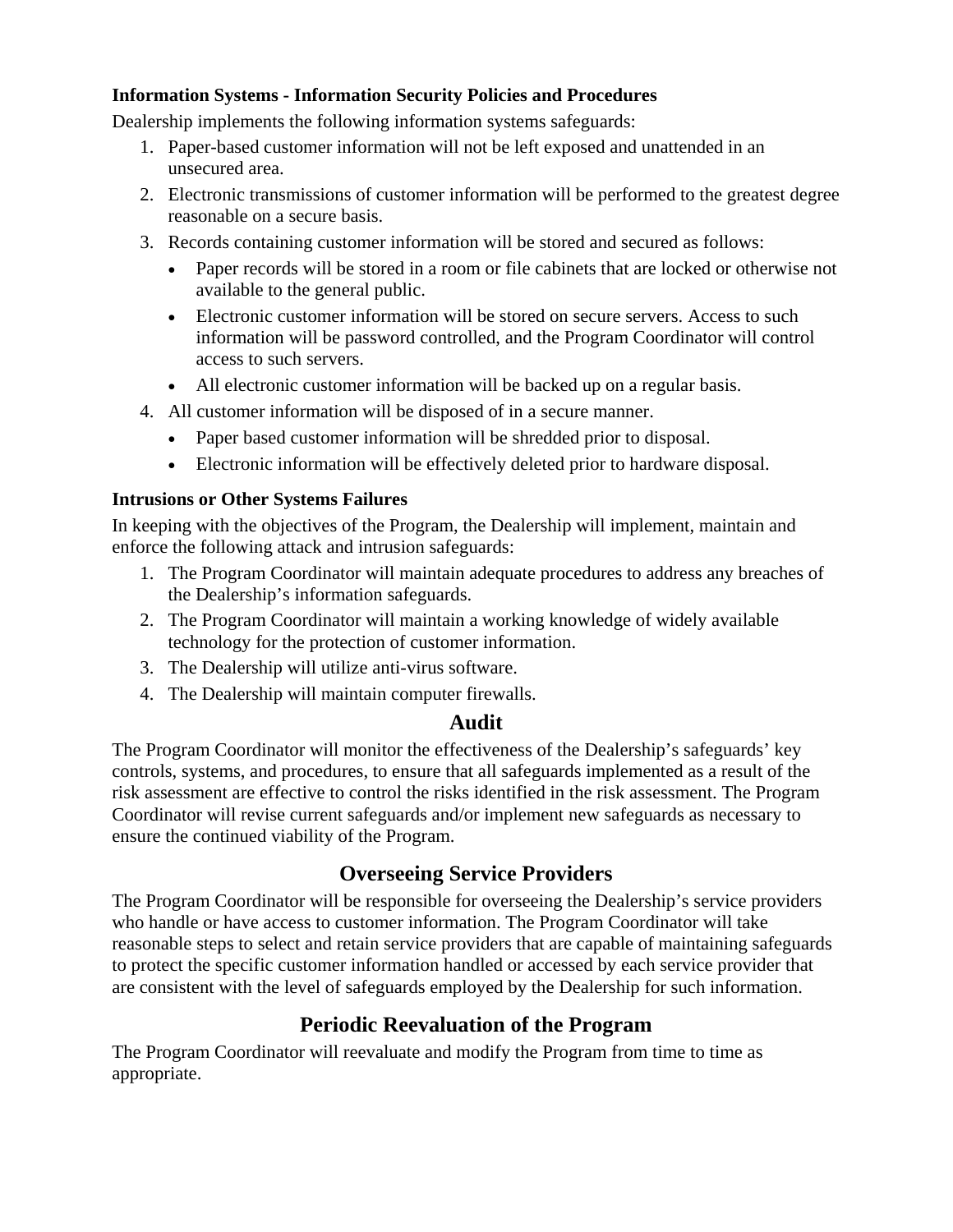**Information Systems - Information Security Policies and Procedures**

Dealership implements the following information systems safeguards:

1. Paper-based customer information will not be left exposed and unattended in an unsecured area.
2. Electronic transmissions of customer information will be performed to the greatest degree reasonable on a secure basis.
3. Records containing customer information will be stored and secured as follows:
   - Paper records will be stored in a room or file cabinets that are locked or otherwise not available to the general public.
   - Electronic customer information will be stored on secure servers. Access to such information will be password controlled, and the Program Coordinator will control access to such servers.
   - All electronic customer information will be backed up on a regular basis.
4. All customer information will be disposed of in a secure manner.
   - Paper based customer information will be shredded prior to disposal.
   - Electronic information will be effectively deleted prior to hardware disposal.

**Intrusions or Other Systems Failures**

In keeping with the objectives of the Program, the Dealership will implement, maintain and enforce the following attack and intrusion safeguards:

1. The Program Coordinator will maintain adequate procedures to address any breaches of the Dealership's information safeguards.
2. The Program Coordinator will maintain a working knowledge of widely available technology for the protection of customer information.
3. The Dealership will utilize anti-virus software.
4. The Dealership will maintain computer firewalls.

## Audit

The Program Coordinator will monitor the effectiveness of the Dealership's safeguards' key controls, systems, and procedures, to ensure that all safeguards implemented as a result of the risk assessment are effective to control the risks identified in the risk assessment. The Program Coordinator will revise current safeguards and/or implement new safeguards as necessary to ensure the continued viability of the Program.

## Overseeing Service Providers

The Program Coordinator will be responsible for overseeing the Dealership's service providers who handle or have access to customer information. The Program Coordinator will take reasonable steps to select and retain service providers that are capable of maintaining safeguards to protect the specific customer information handled or accessed by each service provider that are consistent with the level of safeguards employed by the Dealership for such information.

## Periodic Reevaluation of the Program

The Program Coordinator will reevaluate and modify the Program from time to time as appropriate.